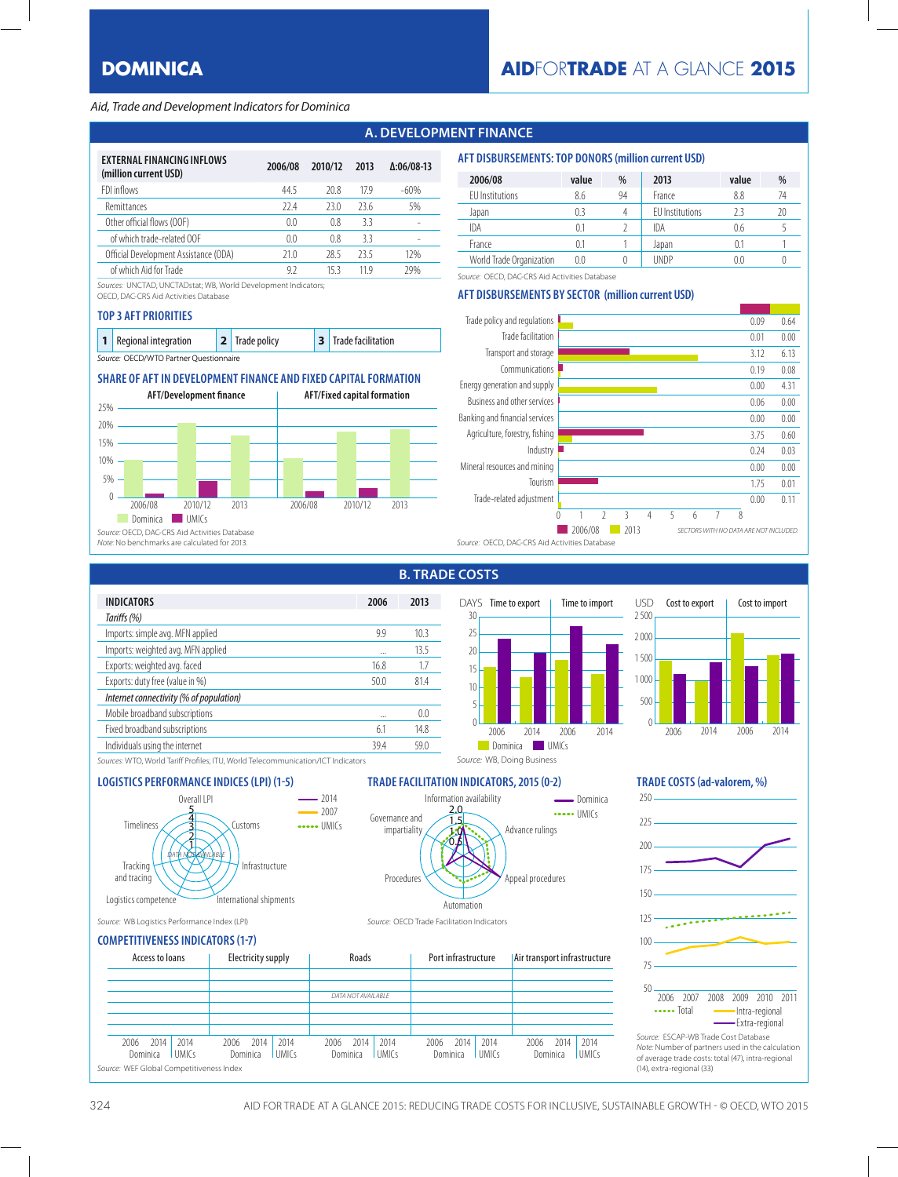# DOMINICA

AIDFORTRADE AT A GLANCE 2015

*Aid, Trade and Development Indicators for Dominica*

## A. DEVELOPMENT FINANCE

| EXTERNAL FINANCING INFLOWS (million current USD) | 2006/08 | 2010/12 | 2013 | Δ:06/08-13 |
|---|---|---|---|---|
| FDI inflows | 44.5 | 20.8 | 17.9 | -60% |
| Remittances | 22.4 | 23.0 | 23.6 | 5% |
| Other official flows (OOF) | 0.0 | 0.8 | 3.3 | - |
| of which trade-related OOF | 0.0 | 0.8 | 3.3 | - |
| Official Development Assistance (ODA) | 21.0 | 28.5 | 23.5 | 12% |
| of which Aid for Trade | 9.2 | 15.3 | 11.9 | 29% |

*Sources:* UNCTAD, UNCTADstat; WB, World Development Indicators; OECD, DAC-CRS Aid Activities Database

### AFT DISBURSEMENTS: TOP DONORS (million current USD)

| 2006/08 | value | % | 2013 | value | % |
|---|---|---|---|---|---|
| EU Institutions | 8.6 | 94 | France | 8.8 | 74 |
| Japan | 0.3 | 4 | EU Institutions | 2.3 | 20 |
| IDA | 0.1 | 2 | IDA | 0.6 | 5 |
| France | 0.1 | 1 | Japan | 0.1 | 1 |
| World Trade Organization | 0.0 | 0 | UNDP | 0.0 | 0 |

*Source:* OECD, DAC-CRS Aid Activities Database

### TOP 3 AFT PRIORITIES

| 1 | Regional integration | 2 | Trade policy | 3 | Trade facilitation |
|---|---|---|---|---|---|

*Source:* OECD/WTO Partner Questionnaire

### AFT DISBURSEMENTS BY SECTOR (million current USD)

| Sector | 2006/08 | 2013 |
|---|---|---|
| Trade policy and regulations | 0.09 | 0.64 |
| Trade facilitation | 0.01 | 0.00 |
| Transport and storage | 3.12 | 6.13 |
| Communications | 0.19 | 0.08 |
| Energy generation and supply | 0.00 | 4.31 |
| Business and other services | 0.06 | 0.00 |
| Banking and financial services | 0.00 | 0.00 |
| Agriculture, forestry, fishing | 3.75 | 0.60 |
| Industry | 0.24 | 0.03 |
| Mineral resources and mining | 0.00 | 0.00 |
| Tourism | 1.75 | 0.01 |
| Trade-related adjustment | 0.00 | 0.11 |

SECTORS WITH NO DATA ARE NOT INCLUDED

*Source:* OECD, DAC-CRS Aid Activities Database

### SHARE OF AFT IN DEVELOPMENT FINANCE AND FIXED CAPITAL FORMATION

AFT/Development finance — AFT/Fixed capital formation (2006/08, 2010/12, 2013; Dominica, UMICs)

*Source:* OECD, DAC-CRS Aid Activities Database
*Note:* No benchmarks are calculated for 2013.

## B. TRADE COSTS

| INDICATORS | 2006 | 2013 |
|---|---|---|
| *Tariffs (%)* | | |
| Imports: simple avg. MFN applied | 9.9 | 10.3 |
| Imports: weighted avg. MFN applied | ... | 13.5 |
| Exports: weighted avg. faced | 16.8 | 1.7 |
| Exports: duty free (value in %) | 50.0 | 81.4 |
| *Internet connectivity (% of population)* | | |
| Mobile broadband subscriptions | ... | 0.0 |
| Fixed broadband subscriptions | 6.1 | 14.8 |
| Individuals using the internet | 39.4 | 59.0 |

*Sources:* WTO, World Tariff Profiles; ITU, World Telecommunication/ICT Indicators

DAYS: Time to export / Time to import (2006, 2014; Dominica, UMICs) — USD: Cost to export / Cost to import (2006, 2014)

*Source:* WB, Doing Business

### LOGISTICS PERFORMANCE INDICES (LPI) (1-5)

Overall LPI, Customs, Infrastructure, International shipments, Logistics competence, Tracking and tracing, Timeliness (2014, 2007, UMICs) — DATA NOT AVAILABLE

*Source:* WB Logistics Performance Index (LPI)

### TRADE FACILITATION INDICATORS, 2015 (0-2)

Information availability, Advance rulings, Appeal procedures, Automation, Procedures, Governance and impartiality (Dominica, UMICs)

*Source:* OECD Trade Facilitation Indicators

### TRADE COSTS (ad-valorem, %)

2006–2011: Total, Intra-regional, Extra-regional

*Source:* ESCAP-WB Trade Cost Database
*Note:* Number of partners used in the calculation of average trade costs: total (47), intra-regional (14), extra-regional (33)

### COMPETITIVENESS INDICATORS (1-7)

Access to loans, Electricity supply, Roads, Port infrastructure, Air transport infrastructure (2006, 2014 Dominica; 2014 UMICs) — DATA NOT AVAILABLE

*Source:* WEF Global Competitiveness Index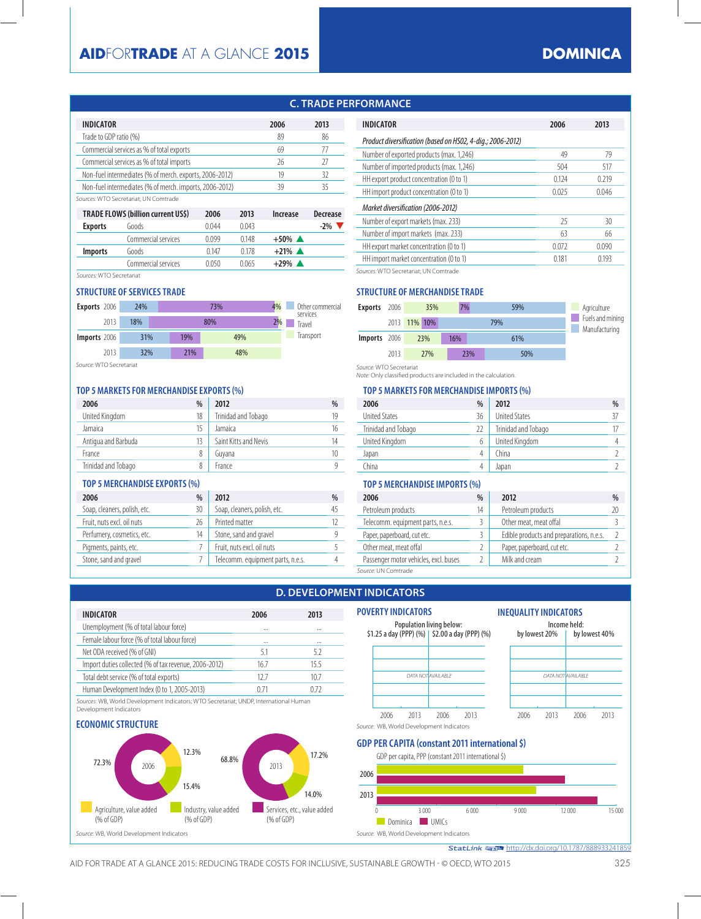# AIDFORTRADE AT A GLANCE 2015 — DOMINICA

## C. TRADE PERFORMANCE

| INDICATOR | 2006 | 2013 |
|---|---|---|
| Trade to GDP ratio (%) | 89 | 86 |
| Commercial services as % of total exports | 69 | 77 |
| Commercial services as % of total imports | 26 | 27 |
| Non-fuel intermediates (% of merch. exports, 2006-2012) | 19 | 32 |
| Non-fuel intermediates (% of merch. imports, 2006-2012) | 39 | 35 |

*Sources:* WTO Secretariat; UN Comtrade

| TRADE FLOWS (billion current US$) | | 2006 | 2013 | Increase | Decrease |
|---|---|---|---|---|---|
| Exports | Goods | 0.044 | 0.043 | | -2% ▼ |
| | Commercial services | 0.099 | 0.148 | +50% ▲ | |
| Imports | Goods | 0.147 | 0.178 | +21% ▲ | |
| | Commercial services | 0.050 | 0.065 | +29% ▲ | |

*Sources:* WTO Secretariat

| INDICATOR | 2006 | 2013 |
|---|---|---|
| *Product diversification (based on HS02, 4-dig.; 2006-2012)* | | |
| Number of exported products (max. 1,246) | 49 | 79 |
| Number of imported products (max. 1,246) | 504 | 517 |
| HH export product concentration (0 to 1) | 0.124 | 0.219 |
| HH import product concentration (0 to 1) | 0.025 | 0.046 |
| *Market diversification (2006-2012)* | | |
| Number of export markets (max. 233) | 25 | 30 |
| Number of import markets (max. 233) | 63 | 66 |
| HH export market concentration (0 to 1) | 0.072 | 0.090 |
| HH import market concentration (0 to 1) | 0.181 | 0.193 |

*Sources:* WTO Secretariat; UN Comtrade

### STRUCTURE OF SERVICES TRADE

Exports 2006: 24% | 73% | 4%
2013: 18% | 80% | 2%
Imports 2006: 31% | 19% | 49%
2013: 32% | 21% | 48%

Other commercial services
Travel
Transport

*Source:* WTO Secretariat

### STRUCTURE OF MERCHANDISE TRADE

Exports 2006: 35% | 7% | 59%
2013: 11% | 10% | 79%
Imports 2006: 23% | 16% | 61%
2013: 27% | 23% | 50%

Agriculture
Fuels and mining
Manufacturing

*Source:* WTO Secretariat
*Note:* Only classified products are included in the calculation.

### TOP 5 MARKETS FOR MERCHANDISE EXPORTS (%)

| 2006 | % | 2012 | % |
|---|---|---|---|
| United Kingdom | 18 | Trinidad and Tobago | 19 |
| Jamaica | 15 | Jamaica | 16 |
| Antigua and Barbuda | 13 | Saint Kitts and Nevis | 14 |
| France | 8 | Guyana | 10 |
| Trinidad and Tobago | 8 | France | 9 |

### TOP 5 MARKETS FOR MERCHANDISE IMPORTS (%)

| 2006 | % | 2012 | % |
|---|---|---|---|
| United States | 36 | United States | 37 |
| Trinidad and Tobago | 22 | Trinidad and Tobago | 17 |
| United Kingdom | 6 | United Kingdom | 4 |
| Japan | 4 | China | 2 |
| China | 4 | Japan | 2 |

### TOP 5 MERCHANDISE EXPORTS (%)

| 2006 | % | 2012 | % |
|---|---|---|---|
| Soap, cleaners, polish, etc. | 30 | Soap, cleaners, polish, etc. | 45 |
| Fruit, nuts excl. oil nuts | 26 | Printed matter | 12 |
| Perfumery, cosmetics, etc. | 14 | Stone, sand and gravel | 9 |
| Pigments, paints, etc. | 7 | Fruit, nuts excl. oil nuts | 5 |
| Stone, sand and gravel | 7 | Telecomm. equipment parts, n.e.s. | 4 |

### TOP 5 MERCHANDISE IMPORTS (%)

| 2006 | % | 2012 | % |
|---|---|---|---|
| Petroleum products | 14 | Petroleum products | 20 |
| Telecomm. equipment parts, n.e.s. | 3 | Other meat, meat offal | 3 |
| Paper, paperboard, cut etc. | 3 | Edible products and preparations, n.e.s. | 2 |
| Other meat, meat offal | 2 | Paper, paperboard, cut etc. | 2 |
| Passenger motor vehicles, excl. buses | 2 | Milk and cream | 2 |

*Source:* UN Comtrade

## D. DEVELOPMENT INDICATORS

| INDICATOR | 2006 | 2013 |
|---|---|---|
| Unemployment (% of total labour force) | ... | ... |
| Female labour force (% of total labour force) | ... | ... |
| Net ODA received (% of GNI) | 5.1 | 5.2 |
| Import duties collected (% of tax revenue, 2006-2012) | 16.7 | 15.5 |
| Total debt service (% of total exports) | 12.7 | 10.7 |
| Human Development Index (0 to 1, 2005-2013) | 0.71 | 0.72 |

*Sources:* WB, World Development Indicators; WTO Secretariat; UNDP, International Human Development Indicators

### POVERTY INDICATORS

Population living below:
$1.25 a day (PPP) (%) | $2.00 a day (PPP) (%)

DATA NOT AVAILABLE

2006 2013 2006 2013

*Source:* WB, World Development Indicators

### INEQUALITY INDICATORS

Income held:
by lowest 20% | by lowest 40%

DATA NOT AVAILABLE

2006 2013 2006 2013

### ECONOMIC STRUCTURE

2006: 72.3% | 12.3% | 15.4%
2013: 68.8% | 17.2% | 14.0%

Agriculture, value added (% of GDP)
Industry, value added (% of GDP)
Services, etc., value added (% of GDP)

*Source:* WB, World Development Indicators

### GDP PER CAPITA (constant 2011 international $)

GDP per capita, PPP (constant 2011 international $)

2006
2013

0 3 000 6 000 9 000 12 000 15 000

Dominica
UMICs

*Source:* WB, World Development Indicators

StatLink http://dx.doi.org/10.1787/888933241859